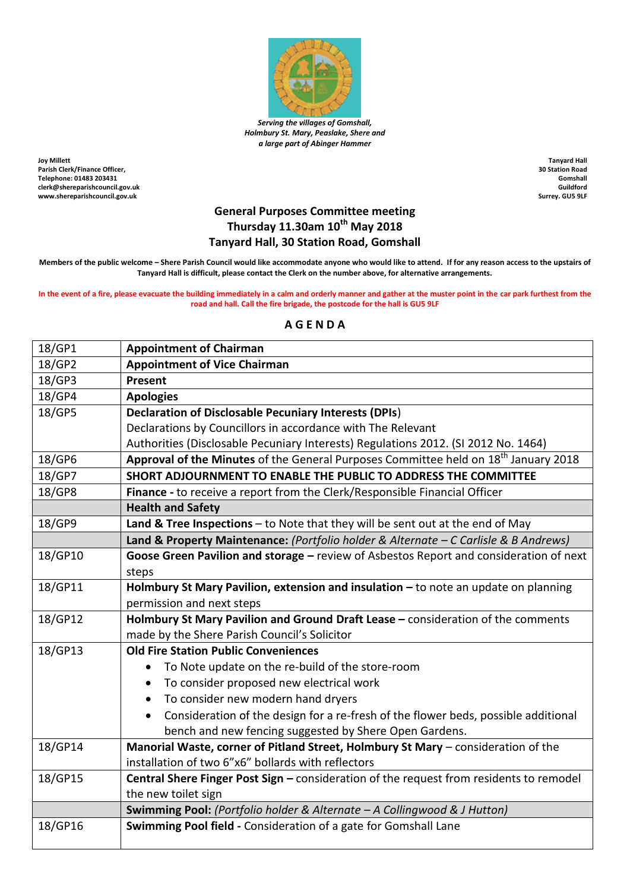*Serving the villages of Gomshall,*
*Holmbury St. Mary, Peaslake, Shere and*
*a large part of Abinger Hammer*

**Joy Millett**
**Parish Clerk/Finance Officer,**
**Telephone: 01483 203431**
**clerk@shereparishcouncil.gov.uk**
**www.shereparishcouncil.gov.uk**

**Tanyard Hall**
**30 Station Road**
**Gomshall**
**Guildford**
**Surrey. GU5 9LF**

## General Purposes Committee meeting
## Thursday 11.30am 10th May 2018
## Tanyard Hall, 30 Station Road, Gomshall

**Members of the public welcome – Shere Parish Council would like accommodate anyone who would like to attend. If for any reason access to the upstairs of Tanyard Hall is difficult, please contact the Clerk on the number above, for alternative arrangements.**

**In the event of a fire, please evacuate the building immediately in a calm and orderly manner and gather at the muster point in the car park furthest from the road and hall. Call the fire brigade, the postcode for the hall is GU5 9LF**

### A G E N D A

| | |
|---|---|
| 18/GP1 | **Appointment of Chairman** |
| 18/GP2 | **Appointment of Vice Chairman** |
| 18/GP3 | **Present** |
| 18/GP4 | **Apologies** |
| 18/GP5 | **Declaration of Disclosable Pecuniary Interests (DPIs)** Declarations by Councillors in accordance with The Relevant Authorities (Disclosable Pecuniary Interests) Regulations 2012. (SI 2012 No. 1464) |
| 18/GP6 | **Approval of the Minutes** of the General Purposes Committee held on 18th January 2018 |
| 18/GP7 | **SHORT ADJOURNMENT TO ENABLE THE PUBLIC TO ADDRESS THE COMMITTEE** |
| 18/GP8 | **Finance -** to receive a report from the Clerk/Responsible Financial Officer |
| | **Health and Safety** |
| 18/GP9 | **Land & Tree Inspections** – to Note that they will be sent out at the end of May |
| | **Land & Property Maintenance:** *(Portfolio holder & Alternate – C Carlisle & B Andrews)* |
| 18/GP10 | **Goose Green Pavilion and storage –** review of Asbestos Report and consideration of next steps |
| 18/GP11 | **Holmbury St Mary Pavilion, extension and insulation –** to note an update on planning permission and next steps |
| 18/GP12 | **Holmbury St Mary Pavilion and Ground Draft Lease –** consideration of the comments made by the Shere Parish Council's Solicitor |
| 18/GP13 | **Old Fire Station Public Conveniences**<br>• To Note update on the re-build of the store-room<br>• To consider proposed new electrical work<br>• To consider new modern hand dryers<br>• Consideration of the design for a re-fresh of the flower beds, possible additional bench and new fencing suggested by Shere Open Gardens. |
| 18/GP14 | **Manorial Waste, corner of Pitland Street, Holmbury St Mary** – consideration of the installation of two 6"x6" bollards with reflectors |
| 18/GP15 | **Central Shere Finger Post Sign –** consideration of the request from residents to remodel the new toilet sign |
| | **Swimming Pool:** *(Portfolio holder & Alternate – A Collingwood & J Hutton)* |
| 18/GP16 | **Swimming Pool field -** Consideration of a gate for Gomshall Lane |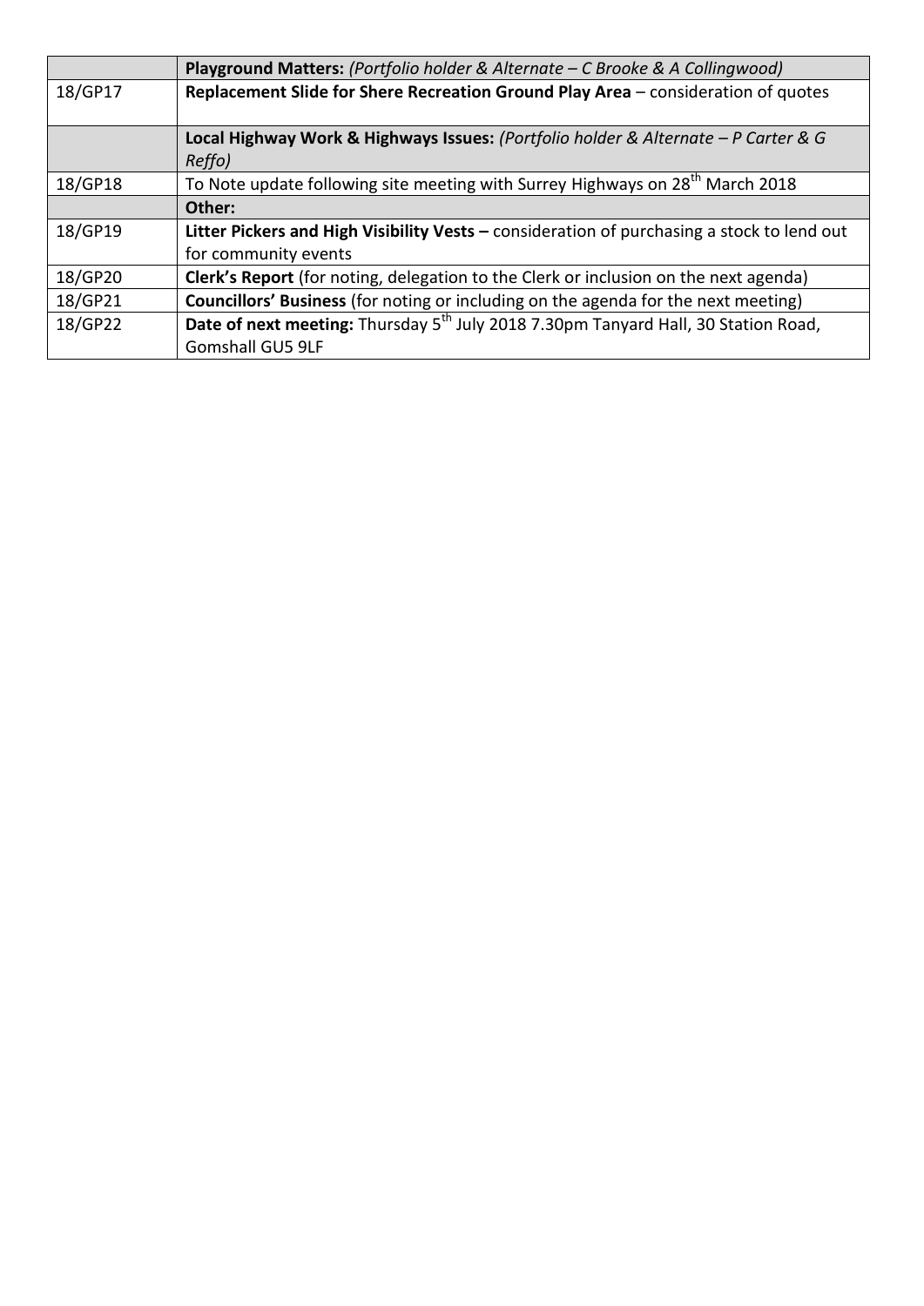| | |
|---|---|
| | **Playground Matters:** *(Portfolio holder & Alternate – C Brooke & A Collingwood)* |
| 18/GP17 | **Replacement Slide for Shere Recreation Ground Play Area** – consideration of quotes |
| | **Local Highway Work & Highways Issues:** *(Portfolio holder & Alternate – P Carter & G Reffo)* |
| 18/GP18 | To Note update following site meeting with Surrey Highways on 28th March 2018 |
| | **Other:** |
| 18/GP19 | **Litter Pickers and High Visibility Vests –** consideration of purchasing a stock to lend out for community events |
| 18/GP20 | **Clerk's Report** (for noting, delegation to the Clerk or inclusion on the next agenda) |
| 18/GP21 | **Councillors' Business** (for noting or including on the agenda for the next meeting) |
| 18/GP22 | **Date of next meeting:** Thursday 5th July 2018 7.30pm Tanyard Hall, 30 Station Road, Gomshall GU5 9LF |